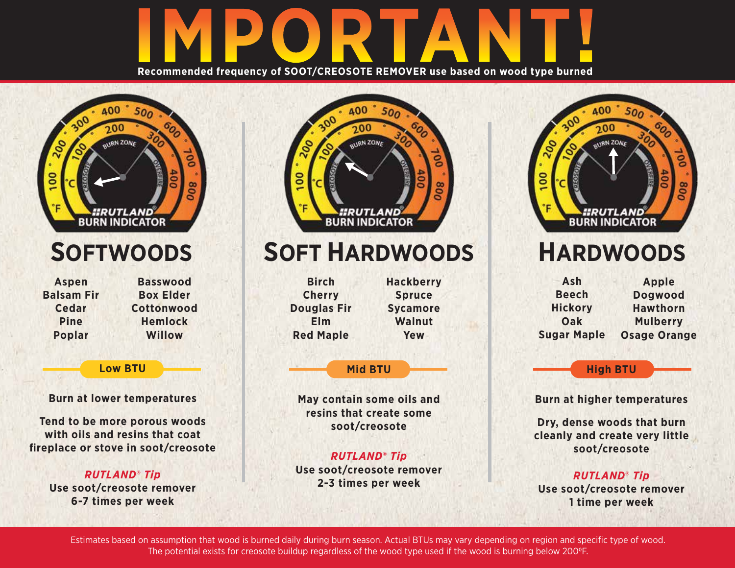# IMPORTANT!

**Recommended frequency of SOOT/CREOSOTE REMOVER use based on wood type burned**

## SOFTWOODS

- Aspen
- Balsam Fir
- Cedar
- Pine
- Poplar
- Basswood
- Box Elder
- Cottonwood
- Hemlock
- Willow

**Low BTU**

Burn at lower temperatures

Tend to be more porous woods with oils and resins that coat fireplace or stove in soot/creosote

***RUTLAND® Tip***
Use soot/creosote remover 6-7 times per week

## SOFT HARDWOODS

- Birch
- Cherry
- Douglas Fir
- Elm
- Red Maple
- Hackberry
- Spruce
- Sycamore
- Walnut
- Yew

**Mid BTU**

May contain some oils and resins that create some soot/creosote

***RUTLAND® Tip***
Use soot/creosote remover 2-3 times per week

## HARDWOODS

- Ash
- Beech
- Hickory
- Oak
- Sugar Maple
- Apple
- Dogwood
- Hawthorn
- Mulberry
- Osage Orange

**High BTU**

Burn at higher temperatures

Dry, dense woods that burn cleanly and create very little soot/creosote

***RUTLAND® Tip***
Use soot/creosote remover 1 time per week

Estimates based on assumption that wood is burned daily during burn season. Actual BTUs may vary depending on region and specific type of wood. The potential exists for creosote buildup regardless of the wood type used if the wood is burning below 200ºF.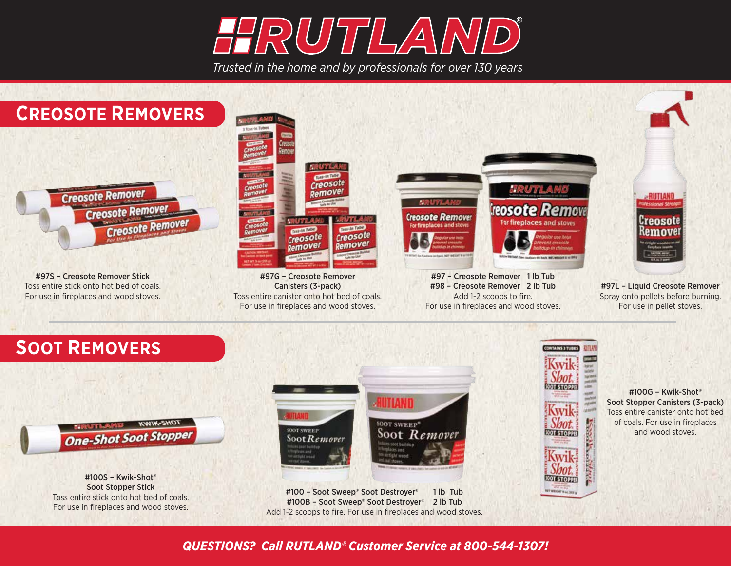# RUTLAND®

*Trusted in the home and by professionals for over 130 years*

## Creosote Removers

**#97S – Creosote Remover Stick**
Toss entire stick onto hot bed of coals.
For use in fireplaces and wood stoves.

**#97G – Creosote Remover Canisters (3-pack)**
Toss entire canister onto hot bed of coals.
For use in fireplaces and wood stoves.

**#97 – Creosote Remover 1 lb Tub**
**#98 – Creosote Remover 2 lb Tub**
Add 1-2 scoops to fire.
For use in fireplaces and wood stoves.

**#97L – Liquid Creosote Remover**
Spray onto pellets before burning.
For use in pellet stoves.

## Soot Removers

**#100S – Kwik-Shot® Soot Stopper Stick**
Toss entire stick onto hot bed of coals.
For use in fireplaces and wood stoves.

**#100 – Soot Sweep® Soot Destroyer® 1 lb Tub**
**#100B – Soot Sweep® Soot Destroyer® 2 lb Tub**
Add 1-2 scoops to fire. For use in fireplaces and wood stoves.

**#100G – Kwik-Shot® Soot Stopper Canisters (3-pack)**
Toss entire canister onto hot bed of coals. For use in fireplaces and wood stoves.

***QUESTIONS? Call RUTLAND® Customer Service at 800-544-1307!***